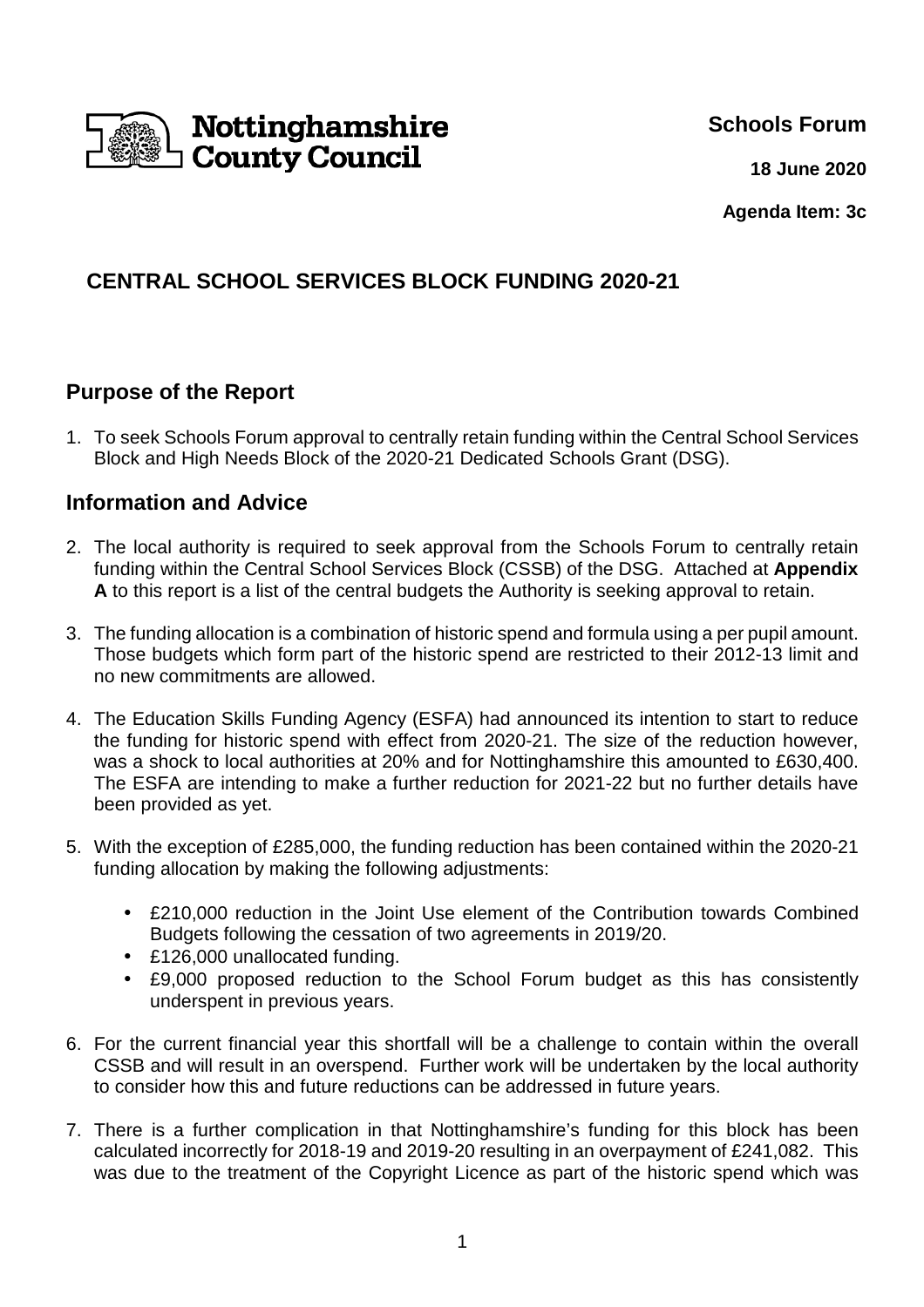Nottinghamshire County Council

**Schools Forum**

**18 June 2020**

**Agenda Item: 3c**

# CENTRAL SCHOOL SERVICES BLOCK FUNDING 2020-21

## Purpose of the Report

1. To seek Schools Forum approval to centrally retain funding within the Central School Services Block and High Needs Block of the 2020-21 Dedicated Schools Grant (DSG).

## Information and Advice

2. The local authority is required to seek approval from the Schools Forum to centrally retain funding within the Central School Services Block (CSSB) of the DSG. Attached at **Appendix A** to this report is a list of the central budgets the Authority is seeking approval to retain.

3. The funding allocation is a combination of historic spend and formula using a per pupil amount. Those budgets which form part of the historic spend are restricted to their 2012-13 limit and no new commitments are allowed.

4. The Education Skills Funding Agency (ESFA) had announced its intention to start to reduce the funding for historic spend with effect from 2020-21. The size of the reduction however, was a shock to local authorities at 20% and for Nottinghamshire this amounted to £630,400. The ESFA are intending to make a further reduction for 2021-22 but no further details have been provided as yet.

5. With the exception of £285,000, the funding reduction has been contained within the 2020-21 funding allocation by making the following adjustments:

   - £210,000 reduction in the Joint Use element of the Contribution towards Combined Budgets following the cessation of two agreements in 2019/20.
   - £126,000 unallocated funding.
   - £9,000 proposed reduction to the School Forum budget as this has consistently underspent in previous years.

6. For the current financial year this shortfall will be a challenge to contain within the overall CSSB and will result in an overspend. Further work will be undertaken by the local authority to consider how this and future reductions can be addressed in future years.

7. There is a further complication in that Nottinghamshire's funding for this block has been calculated incorrectly for 2018-19 and 2019-20 resulting in an overpayment of £241,082. This was due to the treatment of the Copyright Licence as part of the historic spend which was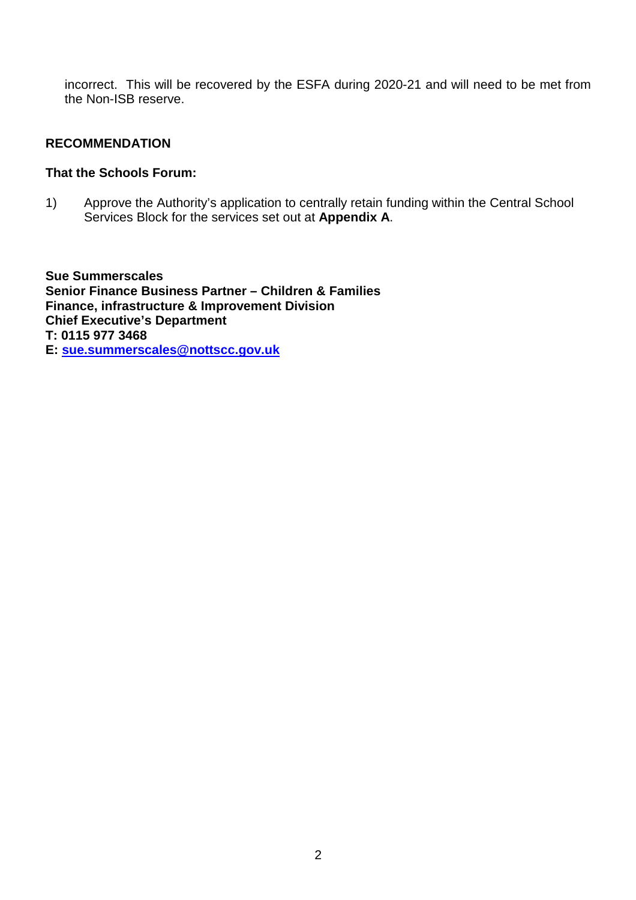incorrect. This will be recovered by the ESFA during 2020-21 and will need to be met from the Non-ISB reserve.

## RECOMMENDATION

**That the Schools Forum:**

1) Approve the Authority's application to centrally retain funding within the Central School Services Block for the services set out at **Appendix A**.

**Sue Summerscales**
**Senior Finance Business Partner – Children & Families**
**Finance, infrastructure & Improvement Division**
**Chief Executive's Department**
**T: 0115 977 3468**
**E: sue.summerscales@nottscc.gov.uk**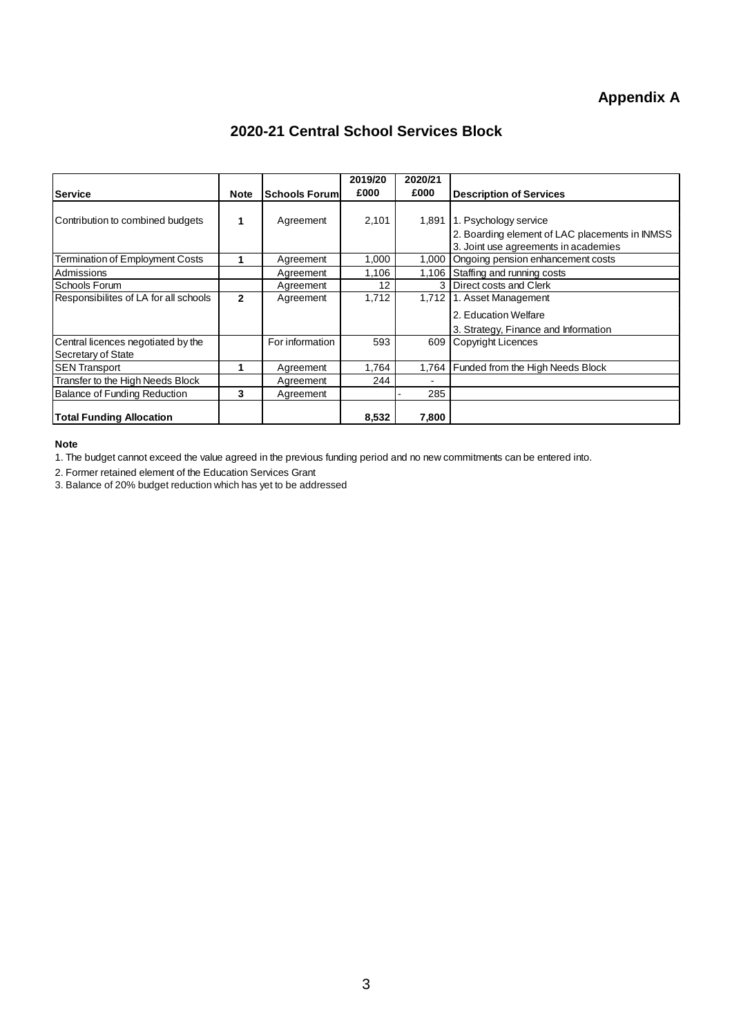**Appendix A**

## 2020-21 Central School Services Block

| Service | Note | Schools Forum | 2019/20 £000 | 2020/21 £000 | Description of Services |
|---|---|---|---|---|---|
| Contribution to combined budgets | 1 | Agreement | 2,101 | 1,891 | 1. Psychology service<br>2. Boarding element of LAC placements in INMSS<br>3. Joint use agreements in academies |
| Termination of Employment Costs | 1 | Agreement | 1,000 | 1,000 | Ongoing pension enhancement costs |
| Admissions | | Agreement | 1,106 | 1,106 | Staffing and running costs |
| Schools Forum | | Agreement | 12 | 3 | Direct costs and Clerk |
| Responsibilites of LA for all schools | 2 | Agreement | 1,712 | 1,712 | 1. Asset Management<br>2. Education Welfare<br>3. Strategy, Finance and Information |
| Central licences negotiated by the Secretary of State | | For information | 593 | 609 | Copyright Licences |
| SEN Transport | 1 | Agreement | 1,764 | 1,764 | Funded from the High Needs Block |
| Transfer to the High Needs Block | | Agreement | 244 | - | |
| Balance of Funding Reduction | 3 | Agreement | | - 285 | |
| **Total Funding Allocation** | | | **8,532** | **7,800** | |

**Note**

1. The budget cannot exceed the value agreed in the previous funding period and no new commitments can be entered into.
2. Former retained element of the Education Services Grant
3. Balance of 20% budget reduction which has yet to be addressed